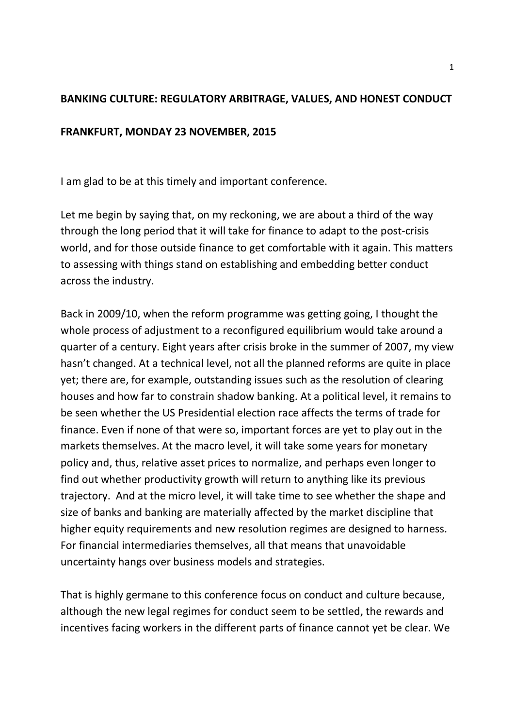**BANKING CULTURE: REGULATORY ARBITRAGE, VALUES, AND HONEST CONDUCT**

**FRANKFURT, MONDAY 23 NOVEMBER, 2015**

I am glad to be at this timely and important conference.

Let me begin by saying that, on my reckoning, we are about a third of the way through the long period that it will take for finance to adapt to the post-crisis world, and for those outside finance to get comfortable with it again. This matters to assessing with things stand on establishing and embedding better conduct across the industry.

Back in 2009/10, when the reform programme was getting going, I thought the whole process of adjustment to a reconfigured equilibrium would take around a quarter of a century. Eight years after crisis broke in the summer of 2007, my view hasn't changed. At a technical level, not all the planned reforms are quite in place yet; there are, for example, outstanding issues such as the resolution of clearing houses and how far to constrain shadow banking. At a political level, it remains to be seen whether the US Presidential election race affects the terms of trade for finance. Even if none of that were so, important forces are yet to play out in the markets themselves. At the macro level, it will take some years for monetary policy and, thus, relative asset prices to normalize, and perhaps even longer to find out whether productivity growth will return to anything like its previous trajectory. And at the micro level, it will take time to see whether the shape and size of banks and banking are materially affected by the market discipline that higher equity requirements and new resolution regimes are designed to harness. For financial intermediaries themselves, all that means that unavoidable uncertainty hangs over business models and strategies.

That is highly germane to this conference focus on conduct and culture because, although the new legal regimes for conduct seem to be settled, the rewards and incentives facing workers in the different parts of finance cannot yet be clear. We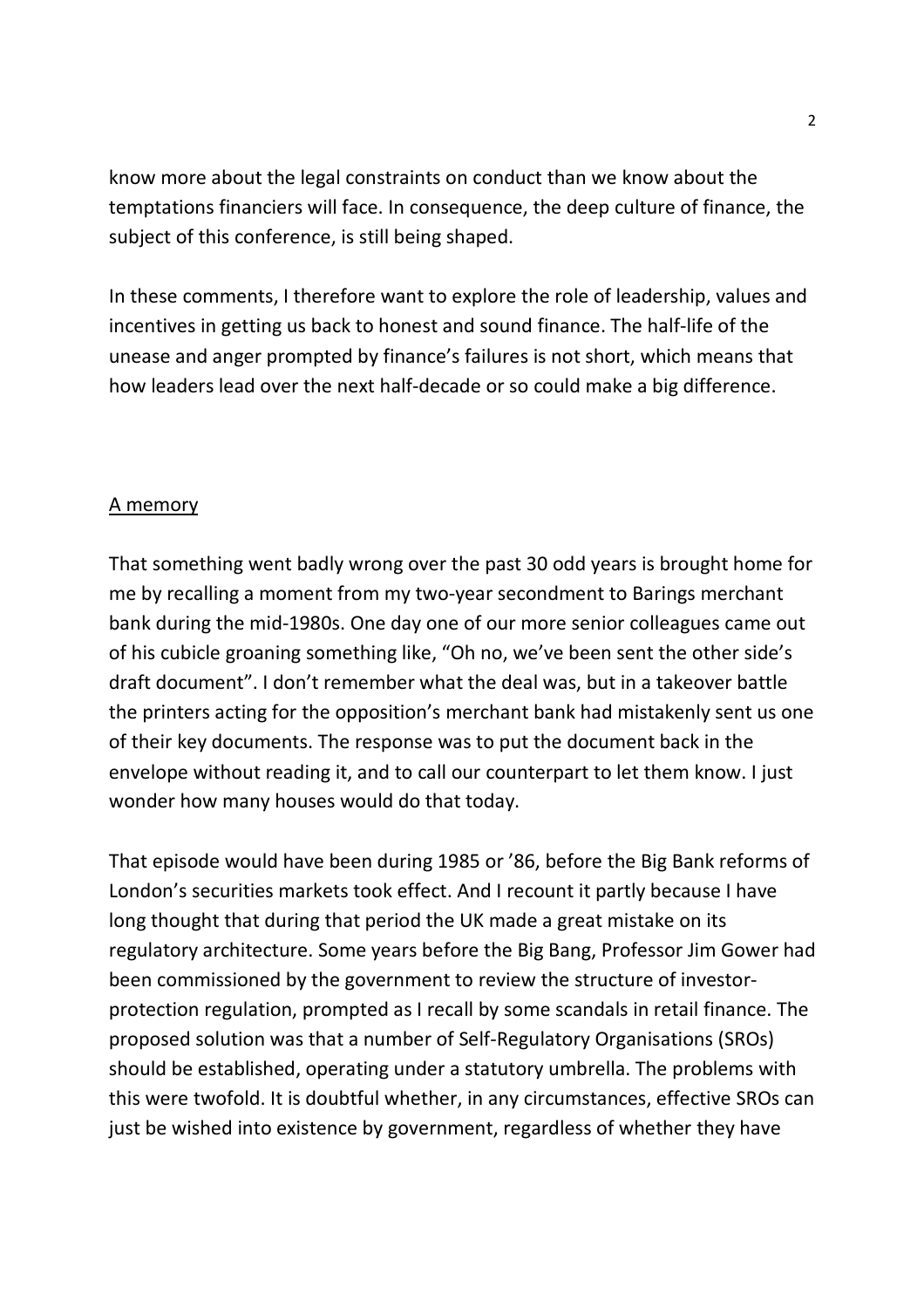know more about the legal constraints on conduct than we know about the temptations financiers will face. In consequence, the deep culture of finance, the subject of this conference, is still being shaped.

In these comments, I therefore want to explore the role of leadership, values and incentives in getting us back to honest and sound finance. The half-life of the unease and anger prompted by finance's failures is not short, which means that how leaders lead over the next half-decade or so could make a big difference.

## A memory

That something went badly wrong over the past 30 odd years is brought home for me by recalling a moment from my two-year secondment to Barings merchant bank during the mid-1980s. One day one of our more senior colleagues came out of his cubicle groaning something like, "Oh no, we've been sent the other side's draft document". I don't remember what the deal was, but in a takeover battle the printers acting for the opposition's merchant bank had mistakenly sent us one of their key documents. The response was to put the document back in the envelope without reading it, and to call our counterpart to let them know. I just wonder how many houses would do that today.

That episode would have been during 1985 or '86, before the Big Bank reforms of London's securities markets took effect. And I recount it partly because I have long thought that during that period the UK made a great mistake on its regulatory architecture. Some years before the Big Bang, Professor Jim Gower had been commissioned by the government to review the structure of investor-protection regulation, prompted as I recall by some scandals in retail finance. The proposed solution was that a number of Self-Regulatory Organisations (SROs) should be established, operating under a statutory umbrella. The problems with this were twofold. It is doubtful whether, in any circumstances, effective SROs can just be wished into existence by government, regardless of whether they have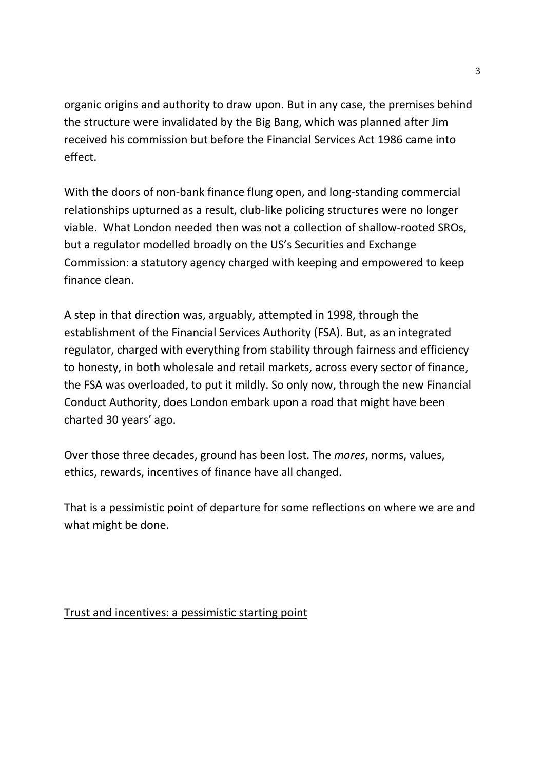organic origins and authority to draw upon. But in any case, the premises behind the structure were invalidated by the Big Bang, which was planned after Jim received his commission but before the Financial Services Act 1986 came into effect.

With the doors of non-bank finance flung open, and long-standing commercial relationships upturned as a result, club-like policing structures were no longer viable. What London needed then was not a collection of shallow-rooted SROs, but a regulator modelled broadly on the US's Securities and Exchange Commission: a statutory agency charged with keeping and empowered to keep finance clean.

A step in that direction was, arguably, attempted in 1998, through the establishment of the Financial Services Authority (FSA). But, as an integrated regulator, charged with everything from stability through fairness and efficiency to honesty, in both wholesale and retail markets, across every sector of finance, the FSA was overloaded, to put it mildly. So only now, through the new Financial Conduct Authority, does London embark upon a road that might have been charted 30 years' ago.

Over those three decades, ground has been lost. The *mores*, norms, values, ethics, rewards, incentives of finance have all changed.

That is a pessimistic point of departure for some reflections on where we are and what might be done.

## Trust and incentives: a pessimistic starting point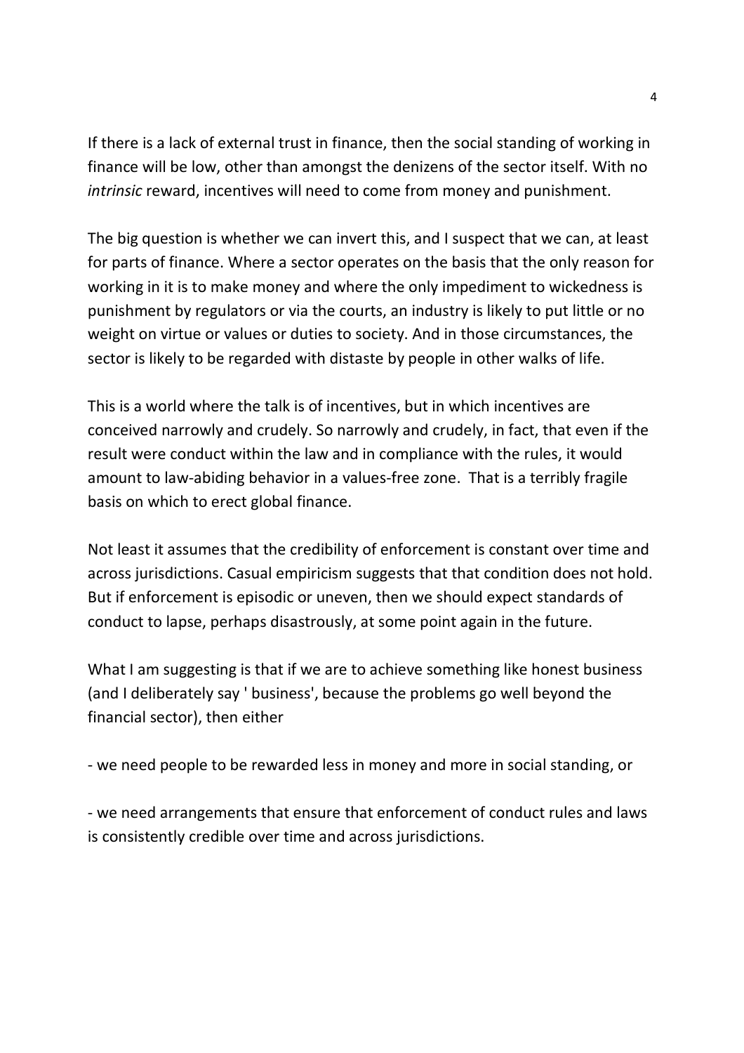If there is a lack of external trust in finance, then the social standing of working in finance will be low, other than amongst the denizens of the sector itself. With no *intrinsic* reward, incentives will need to come from money and punishment.

The big question is whether we can invert this, and I suspect that we can, at least for parts of finance. Where a sector operates on the basis that the only reason for working in it is to make money and where the only impediment to wickedness is punishment by regulators or via the courts, an industry is likely to put little or no weight on virtue or values or duties to society. And in those circumstances, the sector is likely to be regarded with distaste by people in other walks of life.

This is a world where the talk is of incentives, but in which incentives are conceived narrowly and crudely. So narrowly and crudely, in fact, that even if the result were conduct within the law and in compliance with the rules, it would amount to law-abiding behavior in a values-free zone. That is a terribly fragile basis on which to erect global finance.

Not least it assumes that the credibility of enforcement is constant over time and across jurisdictions. Casual empiricism suggests that that condition does not hold. But if enforcement is episodic or uneven, then we should expect standards of conduct to lapse, perhaps disastrously, at some point again in the future.

What I am suggesting is that if we are to achieve something like honest business (and I deliberately say ' business', because the problems go well beyond the financial sector), then either

- we need people to be rewarded less in money and more in social standing, or

- we need arrangements that ensure that enforcement of conduct rules and laws is consistently credible over time and across jurisdictions.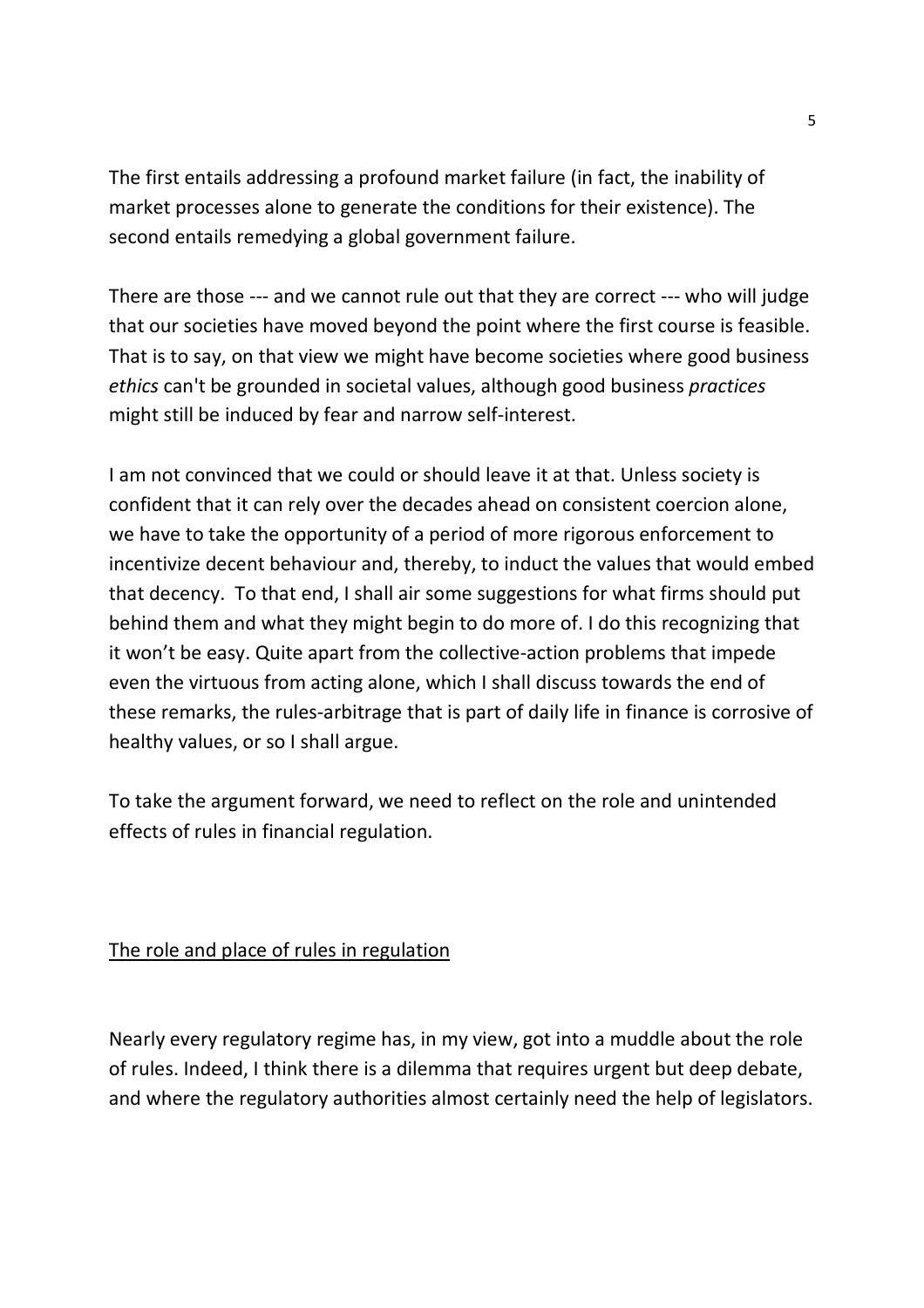The first entails addressing a profound market failure (in fact, the inability of market processes alone to generate the conditions for their existence). The second entails remedying a global government failure.

There are those --- and we cannot rule out that they are correct --- who will judge that our societies have moved beyond the point where the first course is feasible. That is to say, on that view we might have become societies where good business *ethics* can't be grounded in societal values, although good business *practices* might still be induced by fear and narrow self-interest.

I am not convinced that we could or should leave it at that. Unless society is confident that it can rely over the decades ahead on consistent coercion alone, we have to take the opportunity of a period of more rigorous enforcement to incentivize decent behaviour and, thereby, to induct the values that would embed that decency. To that end, I shall air some suggestions for what firms should put behind them and what they might begin to do more of. I do this recognizing that it won't be easy. Quite apart from the collective-action problems that impede even the virtuous from acting alone, which I shall discuss towards the end of these remarks, the rules-arbitrage that is part of daily life in finance is corrosive of healthy values, or so I shall argue.

To take the argument forward, we need to reflect on the role and unintended effects of rules in financial regulation.

## The role and place of rules in regulation

Nearly every regulatory regime has, in my view, got into a muddle about the role of rules. Indeed, I think there is a dilemma that requires urgent but deep debate, and where the regulatory authorities almost certainly need the help of legislators.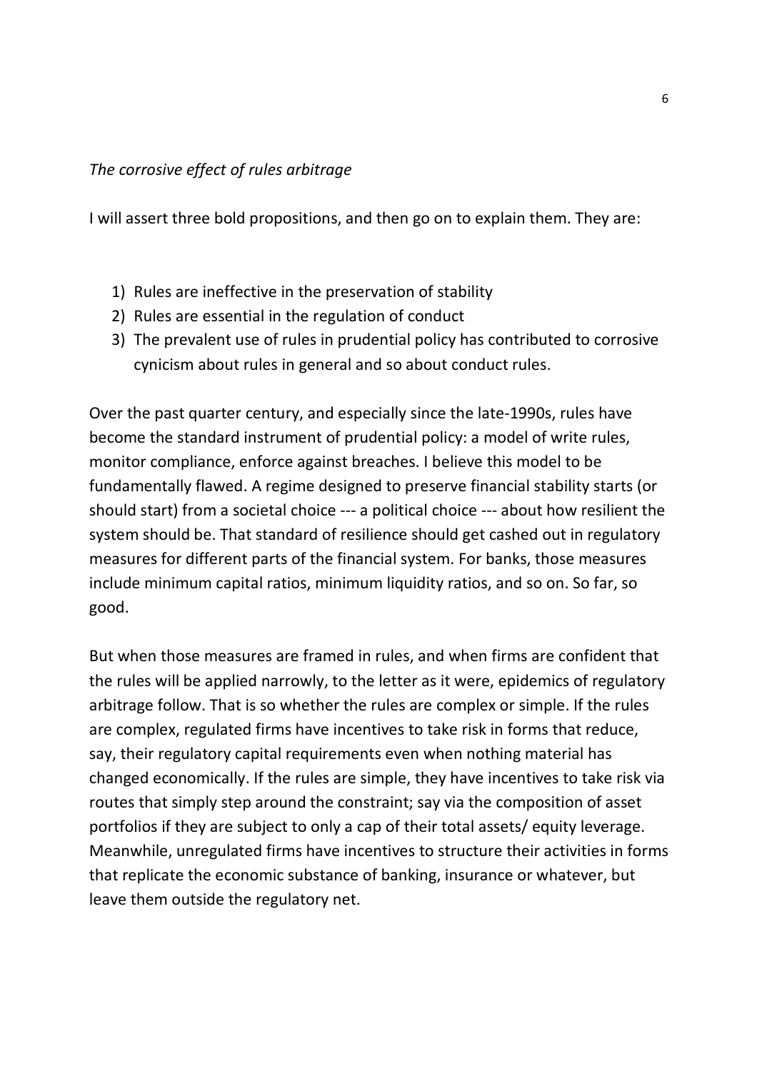*The corrosive effect of rules arbitrage*

I will assert three bold propositions, and then go on to explain them. They are:

1) Rules are ineffective in the preservation of stability
2) Rules are essential in the regulation of conduct
3) The prevalent use of rules in prudential policy has contributed to corrosive cynicism about rules in general and so about conduct rules.

Over the past quarter century, and especially since the late-1990s, rules have become the standard instrument of prudential policy: a model of write rules, monitor compliance, enforce against breaches. I believe this model to be fundamentally flawed. A regime designed to preserve financial stability starts (or should start) from a societal choice --- a political choice --- about how resilient the system should be. That standard of resilience should get cashed out in regulatory measures for different parts of the financial system. For banks, those measures include minimum capital ratios, minimum liquidity ratios, and so on. So far, so good.

But when those measures are framed in rules, and when firms are confident that the rules will be applied narrowly, to the letter as it were, epidemics of regulatory arbitrage follow. That is so whether the rules are complex or simple. If the rules are complex, regulated firms have incentives to take risk in forms that reduce, say, their regulatory capital requirements even when nothing material has changed economically. If the rules are simple, they have incentives to take risk via routes that simply step around the constraint; say via the composition of asset portfolios if they are subject to only a cap of their total assets/ equity leverage. Meanwhile, unregulated firms have incentives to structure their activities in forms that replicate the economic substance of banking, insurance or whatever, but leave them outside the regulatory net.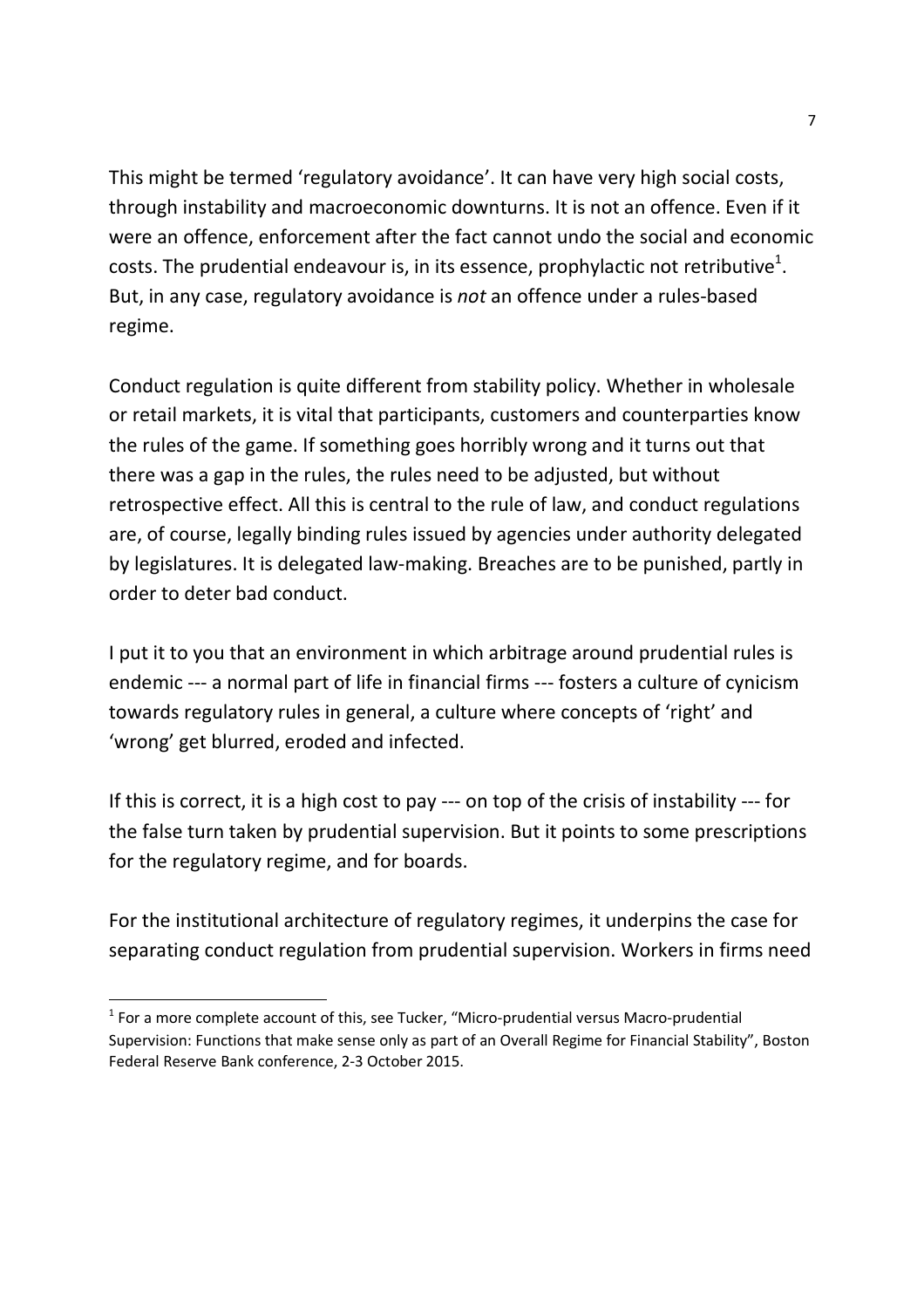This might be termed 'regulatory avoidance'. It can have very high social costs, through instability and macroeconomic downturns. It is not an offence. Even if it were an offence, enforcement after the fact cannot undo the social and economic costs. The prudential endeavour is, in its essence, prophylactic not retributive[1]. But, in any case, regulatory avoidance is *not* an offence under a rules-based regime.

Conduct regulation is quite different from stability policy. Whether in wholesale or retail markets, it is vital that participants, customers and counterparties know the rules of the game. If something goes horribly wrong and it turns out that there was a gap in the rules, the rules need to be adjusted, but without retrospective effect. All this is central to the rule of law, and conduct regulations are, of course, legally binding rules issued by agencies under authority delegated by legislatures. It is delegated law-making. Breaches are to be punished, partly in order to deter bad conduct.

I put it to you that an environment in which arbitrage around prudential rules is endemic --- a normal part of life in financial firms --- fosters a culture of cynicism towards regulatory rules in general, a culture where concepts of 'right' and 'wrong' get blurred, eroded and infected.

If this is correct, it is a high cost to pay --- on top of the crisis of instability --- for the false turn taken by prudential supervision. But it points to some prescriptions for the regulatory regime, and for boards.

For the institutional architecture of regulatory regimes, it underpins the case for separating conduct regulation from prudential supervision. Workers in firms need

[1] For a more complete account of this, see Tucker, "Micro-prudential versus Macro-prudential Supervision: Functions that make sense only as part of an Overall Regime for Financial Stability", Boston Federal Reserve Bank conference, 2-3 October 2015.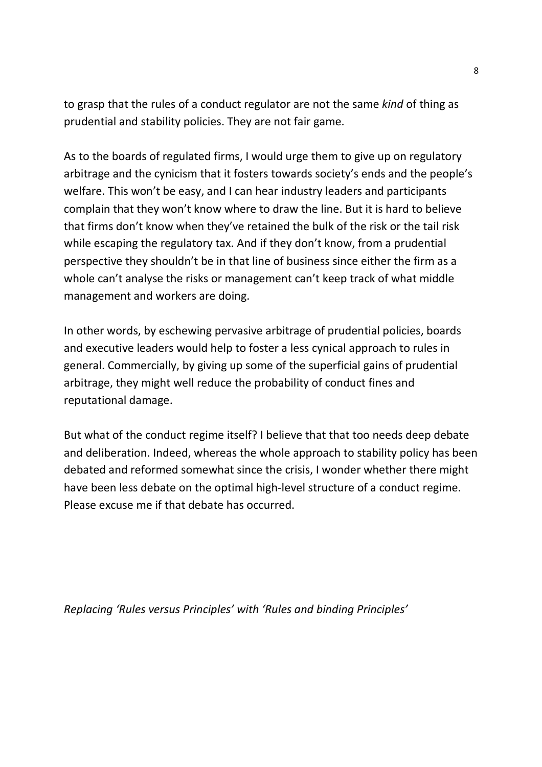to grasp that the rules of a conduct regulator are not the same *kind* of thing as prudential and stability policies. They are not fair game.

As to the boards of regulated firms, I would urge them to give up on regulatory arbitrage and the cynicism that it fosters towards society's ends and the people's welfare. This won't be easy, and I can hear industry leaders and participants complain that they won't know where to draw the line. But it is hard to believe that firms don't know when they've retained the bulk of the risk or the tail risk while escaping the regulatory tax. And if they don't know, from a prudential perspective they shouldn't be in that line of business since either the firm as a whole can't analyse the risks or management can't keep track of what middle management and workers are doing.

In other words, by eschewing pervasive arbitrage of prudential policies, boards and executive leaders would help to foster a less cynical approach to rules in general. Commercially, by giving up some of the superficial gains of prudential arbitrage, they might well reduce the probability of conduct fines and reputational damage.

But what of the conduct regime itself? I believe that that too needs deep debate and deliberation. Indeed, whereas the whole approach to stability policy has been debated and reformed somewhat since the crisis, I wonder whether there might have been less debate on the optimal high-level structure of a conduct regime. Please excuse me if that debate has occurred.

### *Replacing 'Rules versus Principles' with 'Rules and binding Principles'*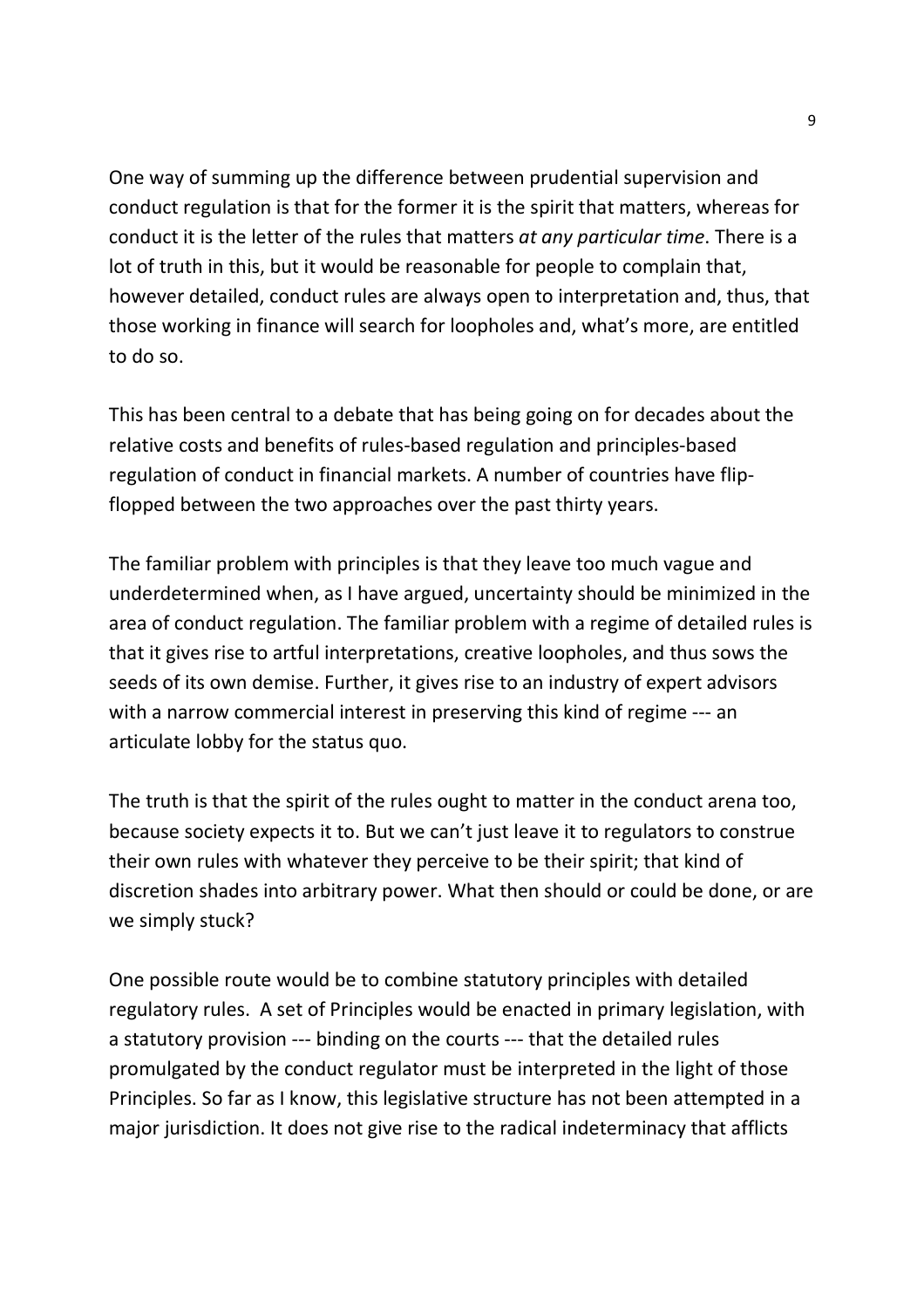One way of summing up the difference between prudential supervision and conduct regulation is that for the former it is the spirit that matters, whereas for conduct it is the letter of the rules that matters *at any particular time*. There is a lot of truth in this, but it would be reasonable for people to complain that, however detailed, conduct rules are always open to interpretation and, thus, that those working in finance will search for loopholes and, what's more, are entitled to do so.

This has been central to a debate that has being going on for decades about the relative costs and benefits of rules-based regulation and principles-based regulation of conduct in financial markets. A number of countries have flip-flopped between the two approaches over the past thirty years.

The familiar problem with principles is that they leave too much vague and underdetermined when, as I have argued, uncertainty should be minimized in the area of conduct regulation. The familiar problem with a regime of detailed rules is that it gives rise to artful interpretations, creative loopholes, and thus sows the seeds of its own demise. Further, it gives rise to an industry of expert advisors with a narrow commercial interest in preserving this kind of regime --- an articulate lobby for the status quo.

The truth is that the spirit of the rules ought to matter in the conduct arena too, because society expects it to. But we can't just leave it to regulators to construe their own rules with whatever they perceive to be their spirit; that kind of discretion shades into arbitrary power. What then should or could be done, or are we simply stuck?

One possible route would be to combine statutory principles with detailed regulatory rules. A set of Principles would be enacted in primary legislation, with a statutory provision --- binding on the courts --- that the detailed rules promulgated by the conduct regulator must be interpreted in the light of those Principles. So far as I know, this legislative structure has not been attempted in a major jurisdiction. It does not give rise to the radical indeterminacy that afflicts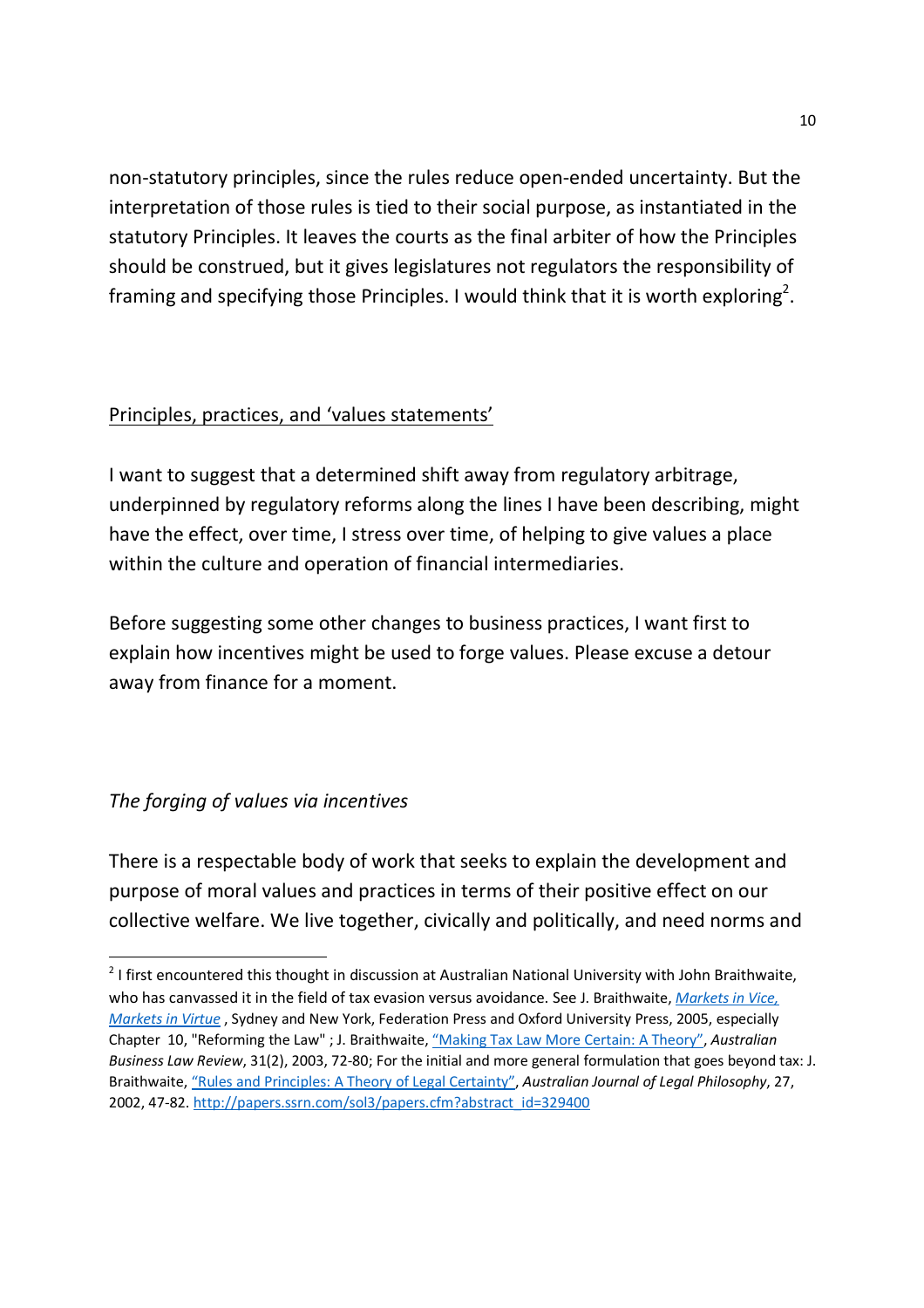non-statutory principles, since the rules reduce open-ended uncertainty. But the interpretation of those rules is tied to their social purpose, as instantiated in the statutory Principles. It leaves the courts as the final arbiter of how the Principles should be construed, but it gives legislatures not regulators the responsibility of framing and specifying those Principles. I would think that it is worth exploring[2].

## Principles, practices, and 'values statements'

I want to suggest that a determined shift away from regulatory arbitrage, underpinned by regulatory reforms along the lines I have been describing, might have the effect, over time, I stress over time, of helping to give values a place within the culture and operation of financial intermediaries.

Before suggesting some other changes to business practices, I want first to explain how incentives might be used to forge values. Please excuse a detour away from finance for a moment.

### *The forging of values via incentives*

There is a respectable body of work that seeks to explain the development and purpose of moral values and practices in terms of their positive effect on our collective welfare. We live together, civically and politically, and need norms and

---

[2] I first encountered this thought in discussion at Australian National University with John Braithwaite, who has canvassed it in the field of tax evasion versus avoidance. See J. Braithwaite, *Markets in Vice, Markets in Virtue* , Sydney and New York, Federation Press and Oxford University Press, 2005, especially Chapter 10, "Reforming the Law" ; J. Braithwaite, "Making Tax Law More Certain: A Theory", *Australian Business Law Review*, 31(2), 2003, 72-80; For the initial and more general formulation that goes beyond tax: J. Braithwaite, "Rules and Principles: A Theory of Legal Certainty", *Australian Journal of Legal Philosophy*, 27, 2002, 47-82. http://papers.ssrn.com/sol3/papers.cfm?abstract_id=329400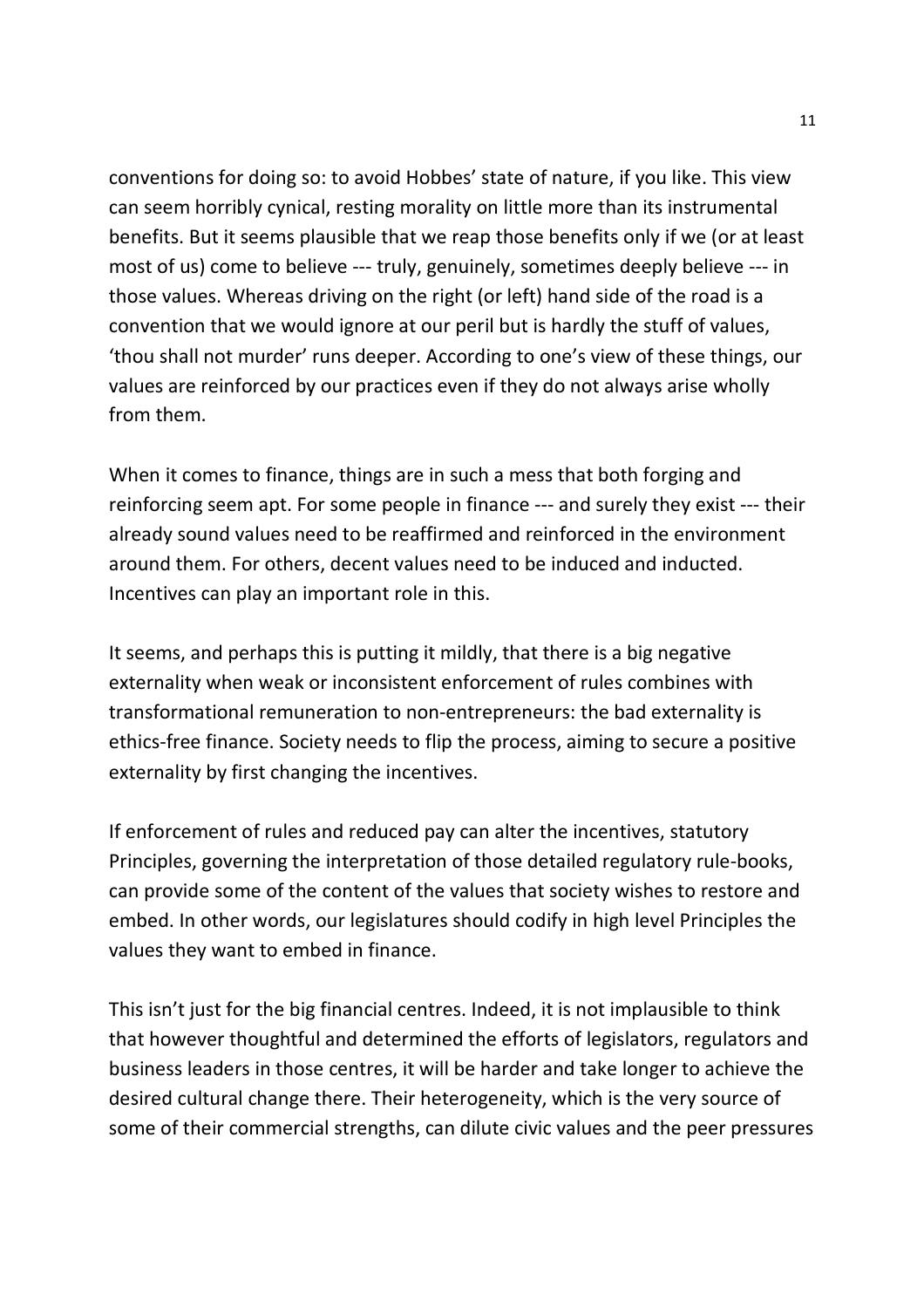conventions for doing so: to avoid Hobbes' state of nature, if you like. This view can seem horribly cynical, resting morality on little more than its instrumental benefits. But it seems plausible that we reap those benefits only if we (or at least most of us) come to believe --- truly, genuinely, sometimes deeply believe --- in those values. Whereas driving on the right (or left) hand side of the road is a convention that we would ignore at our peril but is hardly the stuff of values, 'thou shall not murder' runs deeper. According to one's view of these things, our values are reinforced by our practices even if they do not always arise wholly from them.

When it comes to finance, things are in such a mess that both forging and reinforcing seem apt. For some people in finance --- and surely they exist --- their already sound values need to be reaffirmed and reinforced in the environment around them. For others, decent values need to be induced and inducted. Incentives can play an important role in this.

It seems, and perhaps this is putting it mildly, that there is a big negative externality when weak or inconsistent enforcement of rules combines with transformational remuneration to non-entrepreneurs: the bad externality is ethics-free finance. Society needs to flip the process, aiming to secure a positive externality by first changing the incentives.

If enforcement of rules and reduced pay can alter the incentives, statutory Principles, governing the interpretation of those detailed regulatory rule-books, can provide some of the content of the values that society wishes to restore and embed. In other words, our legislatures should codify in high level Principles the values they want to embed in finance.

This isn't just for the big financial centres. Indeed, it is not implausible to think that however thoughtful and determined the efforts of legislators, regulators and business leaders in those centres, it will be harder and take longer to achieve the desired cultural change there. Their heterogeneity, which is the very source of some of their commercial strengths, can dilute civic values and the peer pressures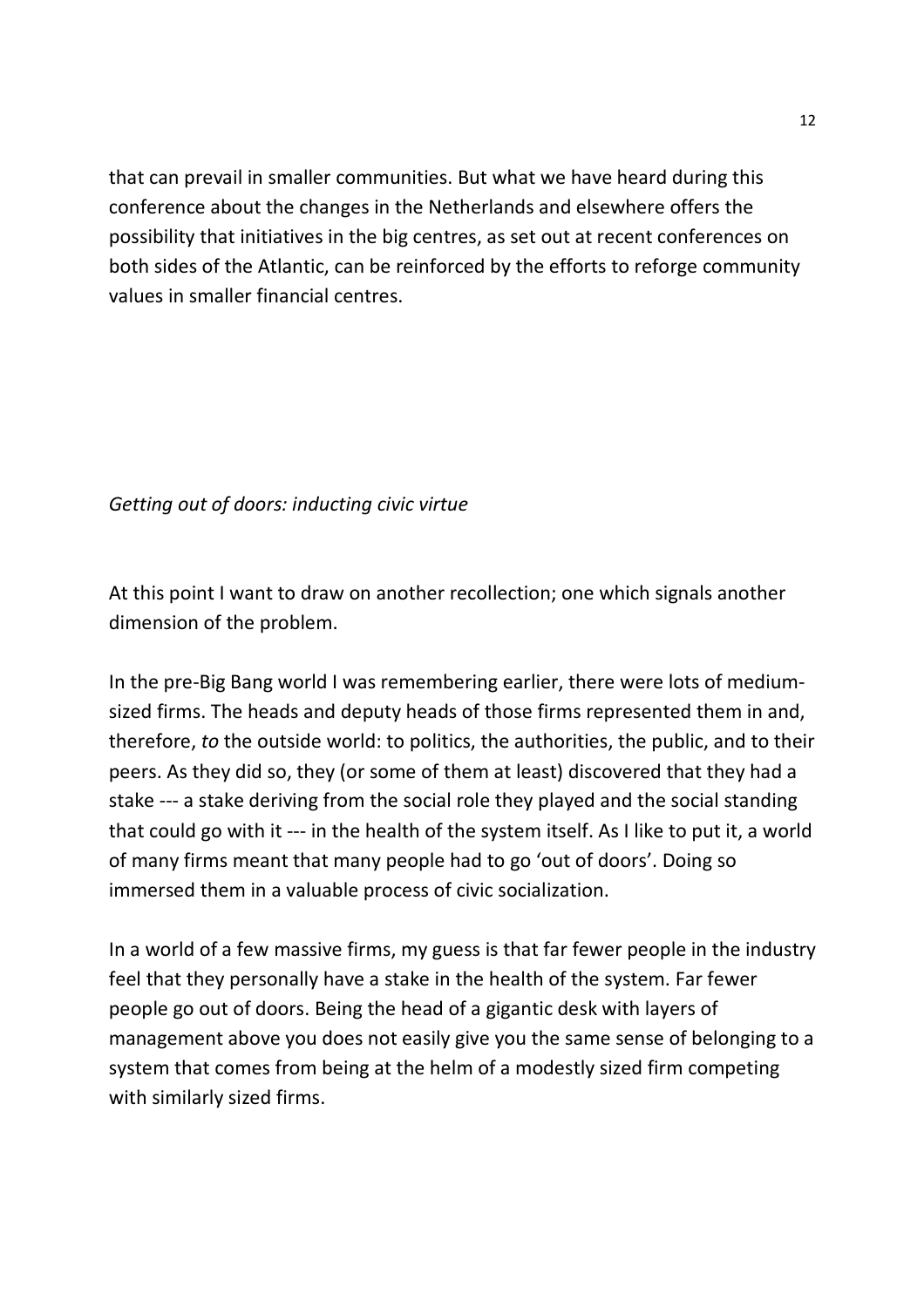that can prevail in smaller communities. But what we have heard during this conference about the changes in the Netherlands and elsewhere offers the possibility that initiatives in the big centres, as set out at recent conferences on both sides of the Atlantic, can be reinforced by the efforts to reforge community values in smaller financial centres.

*Getting out of doors: inducting civic virtue*

At this point I want to draw on another recollection; one which signals another dimension of the problem.

In the pre-Big Bang world I was remembering earlier, there were lots of medium-sized firms. The heads and deputy heads of those firms represented them in and, therefore, *to* the outside world: to politics, the authorities, the public, and to their peers. As they did so, they (or some of them at least) discovered that they had a stake --- a stake deriving from the social role they played and the social standing that could go with it --- in the health of the system itself. As I like to put it, a world of many firms meant that many people had to go 'out of doors'. Doing so immersed them in a valuable process of civic socialization.

In a world of a few massive firms, my guess is that far fewer people in the industry feel that they personally have a stake in the health of the system. Far fewer people go out of doors. Being the head of a gigantic desk with layers of management above you does not easily give you the same sense of belonging to a system that comes from being at the helm of a modestly sized firm competing with similarly sized firms.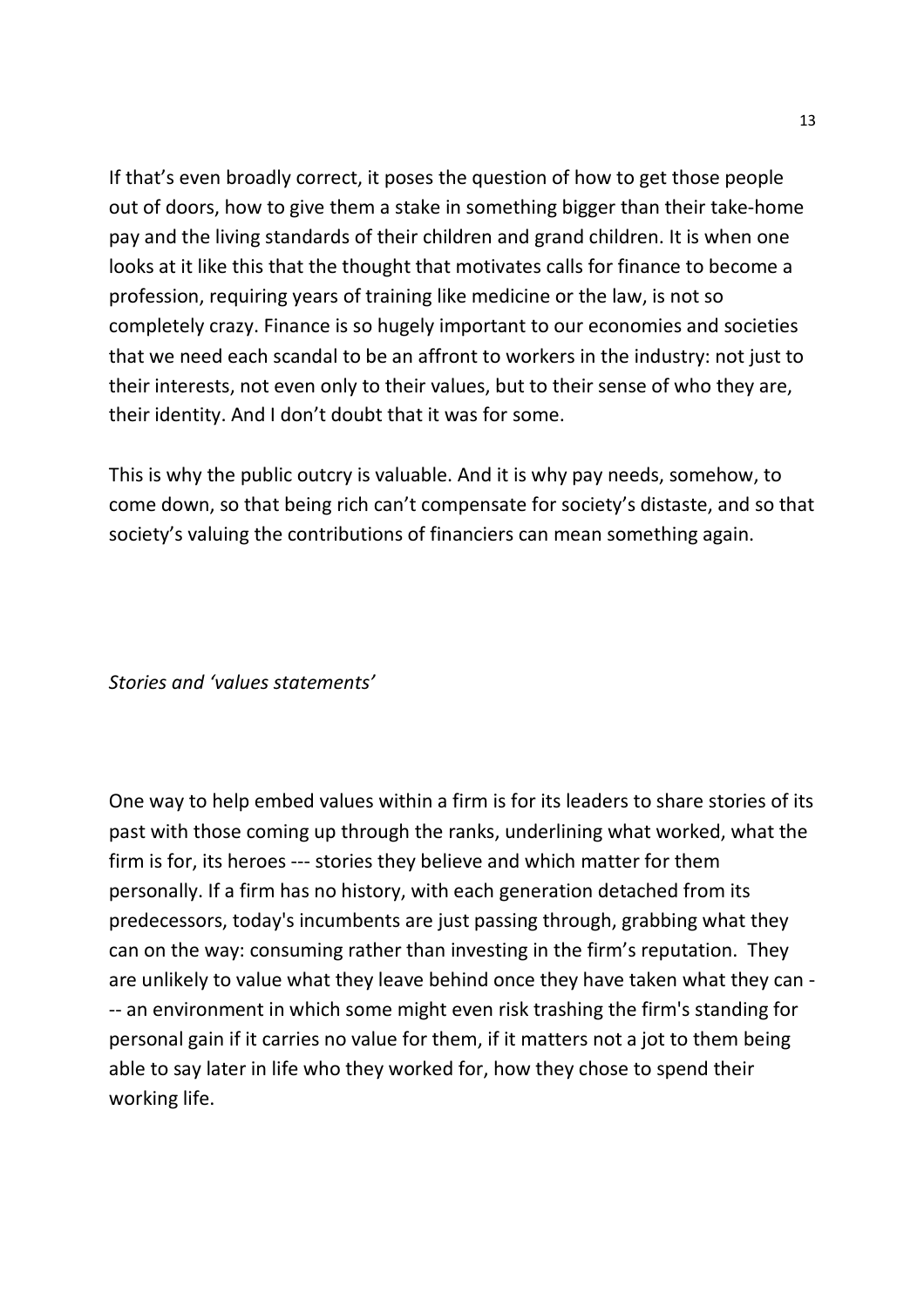If that's even broadly correct, it poses the question of how to get those people out of doors, how to give them a stake in something bigger than their take-home pay and the living standards of their children and grand children. It is when one looks at it like this that the thought that motivates calls for finance to become a profession, requiring years of training like medicine or the law, is not so completely crazy. Finance is so hugely important to our economies and societies that we need each scandal to be an affront to workers in the industry: not just to their interests, not even only to their values, but to their sense of who they are, their identity. And I don't doubt that it was for some.

This is why the public outcry is valuable. And it is why pay needs, somehow, to come down, so that being rich can't compensate for society's distaste, and so that society's valuing the contributions of financiers can mean something again.

*Stories and 'values statements'*

One way to help embed values within a firm is for its leaders to share stories of its past with those coming up through the ranks, underlining what worked, what the firm is for, its heroes --- stories they believe and which matter for them personally. If a firm has no history, with each generation detached from its predecessors, today's incumbents are just passing through, grabbing what they can on the way: consuming rather than investing in the firm's reputation. They are unlikely to value what they leave behind once they have taken what they can --- an environment in which some might even risk trashing the firm's standing for personal gain if it carries no value for them, if it matters not a jot to them being able to say later in life who they worked for, how they chose to spend their working life.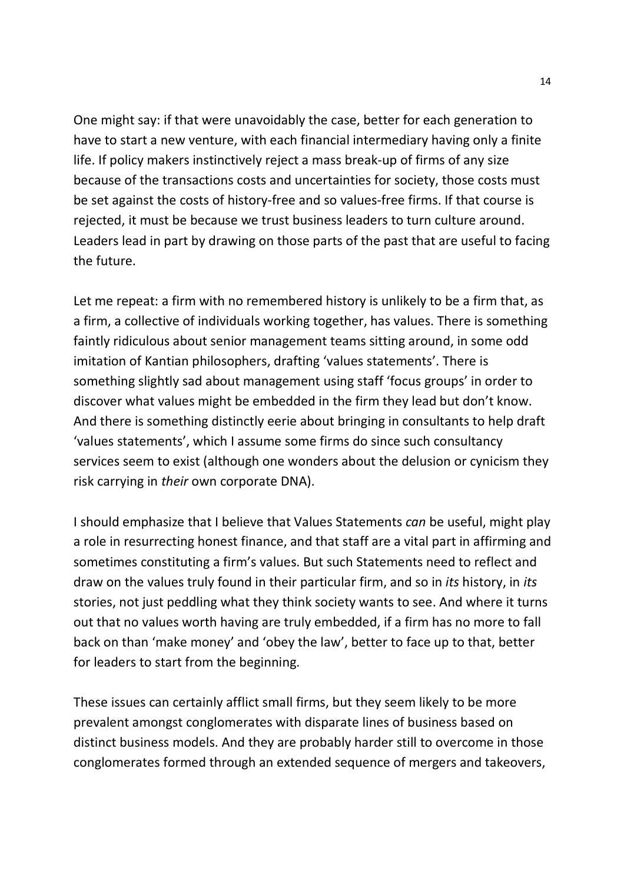One might say: if that were unavoidably the case, better for each generation to have to start a new venture, with each financial intermediary having only a finite life. If policy makers instinctively reject a mass break-up of firms of any size because of the transactions costs and uncertainties for society, those costs must be set against the costs of history-free and so values-free firms. If that course is rejected, it must be because we trust business leaders to turn culture around. Leaders lead in part by drawing on those parts of the past that are useful to facing the future.

Let me repeat: a firm with no remembered history is unlikely to be a firm that, as a firm, a collective of individuals working together, has values. There is something faintly ridiculous about senior management teams sitting around, in some odd imitation of Kantian philosophers, drafting 'values statements'. There is something slightly sad about management using staff 'focus groups' in order to discover what values might be embedded in the firm they lead but don't know. And there is something distinctly eerie about bringing in consultants to help draft 'values statements', which I assume some firms do since such consultancy services seem to exist (although one wonders about the delusion or cynicism they risk carrying in *their* own corporate DNA).

I should emphasize that I believe that Values Statements *can* be useful, might play a role in resurrecting honest finance, and that staff are a vital part in affirming and sometimes constituting a firm's values. But such Statements need to reflect and draw on the values truly found in their particular firm, and so in *its* history, in *its* stories, not just peddling what they think society wants to see. And where it turns out that no values worth having are truly embedded, if a firm has no more to fall back on than 'make money' and 'obey the law', better to face up to that, better for leaders to start from the beginning.

These issues can certainly afflict small firms, but they seem likely to be more prevalent amongst conglomerates with disparate lines of business based on distinct business models. And they are probably harder still to overcome in those conglomerates formed through an extended sequence of mergers and takeovers,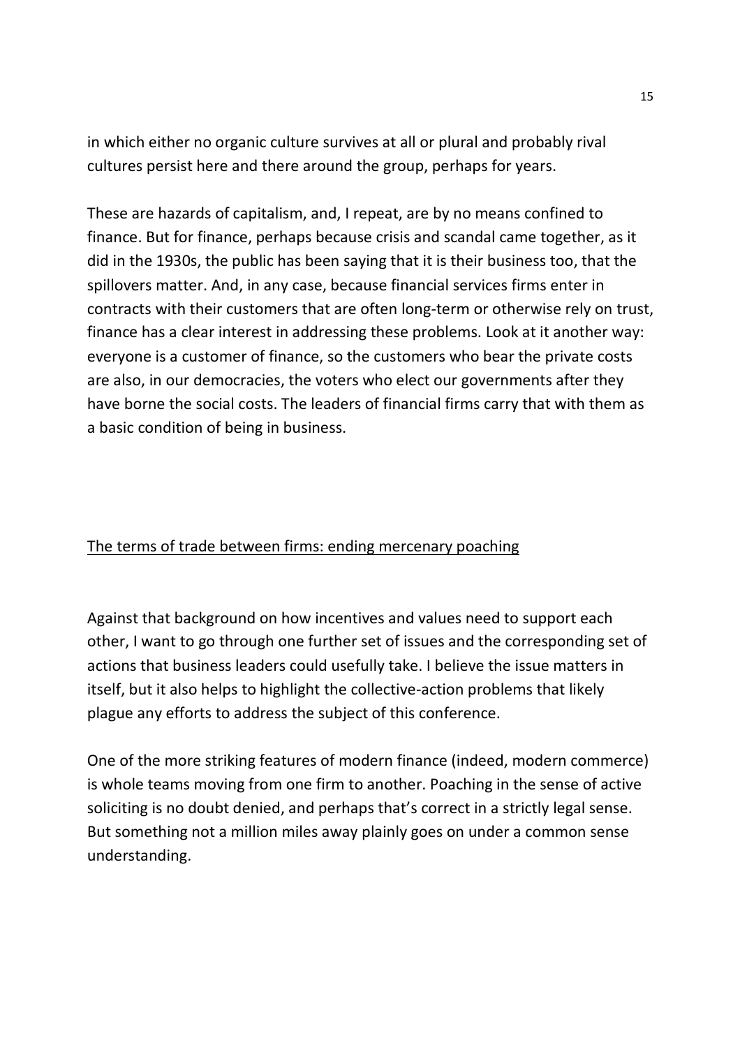in which either no organic culture survives at all or plural and probably rival cultures persist here and there around the group, perhaps for years.

These are hazards of capitalism, and, I repeat, are by no means confined to finance. But for finance, perhaps because crisis and scandal came together, as it did in the 1930s, the public has been saying that it is their business too, that the spillovers matter. And, in any case, because financial services firms enter in contracts with their customers that are often long-term or otherwise rely on trust, finance has a clear interest in addressing these problems. Look at it another way: everyone is a customer of finance, so the customers who bear the private costs are also, in our democracies, the voters who elect our governments after they have borne the social costs. The leaders of financial firms carry that with them as a basic condition of being in business.

## The terms of trade between firms: ending mercenary poaching

Against that background on how incentives and values need to support each other, I want to go through one further set of issues and the corresponding set of actions that business leaders could usefully take. I believe the issue matters in itself, but it also helps to highlight the collective-action problems that likely plague any efforts to address the subject of this conference.

One of the more striking features of modern finance (indeed, modern commerce) is whole teams moving from one firm to another. Poaching in the sense of active soliciting is no doubt denied, and perhaps that's correct in a strictly legal sense. But something not a million miles away plainly goes on under a common sense understanding.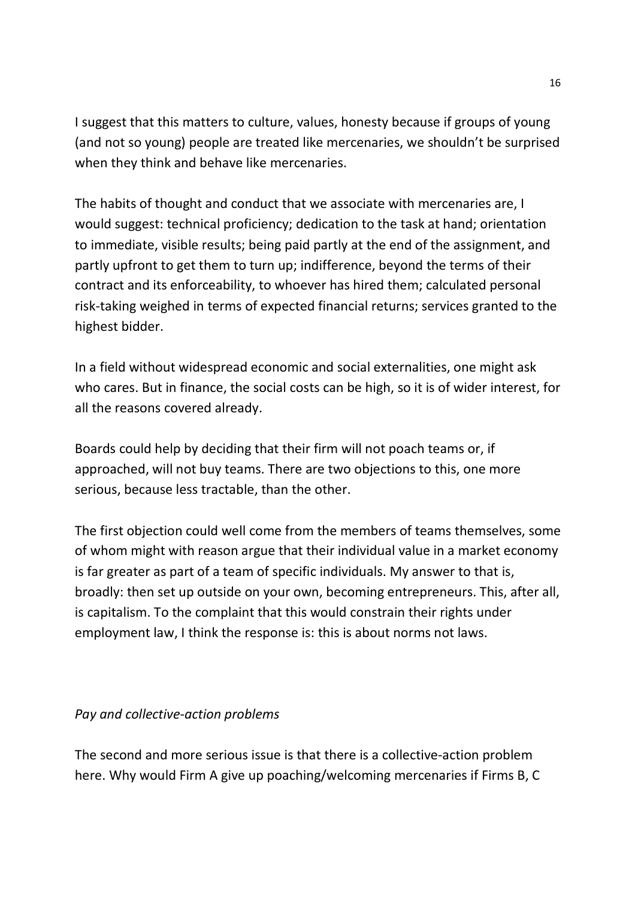I suggest that this matters to culture, values, honesty because if groups of young (and not so young) people are treated like mercenaries, we shouldn't be surprised when they think and behave like mercenaries.

The habits of thought and conduct that we associate with mercenaries are, I would suggest: technical proficiency; dedication to the task at hand; orientation to immediate, visible results; being paid partly at the end of the assignment, and partly upfront to get them to turn up; indifference, beyond the terms of their contract and its enforceability, to whoever has hired them; calculated personal risk-taking weighed in terms of expected financial returns; services granted to the highest bidder.

In a field without widespread economic and social externalities, one might ask who cares. But in finance, the social costs can be high, so it is of wider interest, for all the reasons covered already.

Boards could help by deciding that their firm will not poach teams or, if approached, will not buy teams. There are two objections to this, one more serious, because less tractable, than the other.

The first objection could well come from the members of teams themselves, some of whom might with reason argue that their individual value in a market economy is far greater as part of a team of specific individuals. My answer to that is, broadly: then set up outside on your own, becoming entrepreneurs. This, after all, is capitalism. To the complaint that this would constrain their rights under employment law, I think the response is: this is about norms not laws.

*Pay and collective-action problems*

The second and more serious issue is that there is a collective-action problem here. Why would Firm A give up poaching/welcoming mercenaries if Firms B, C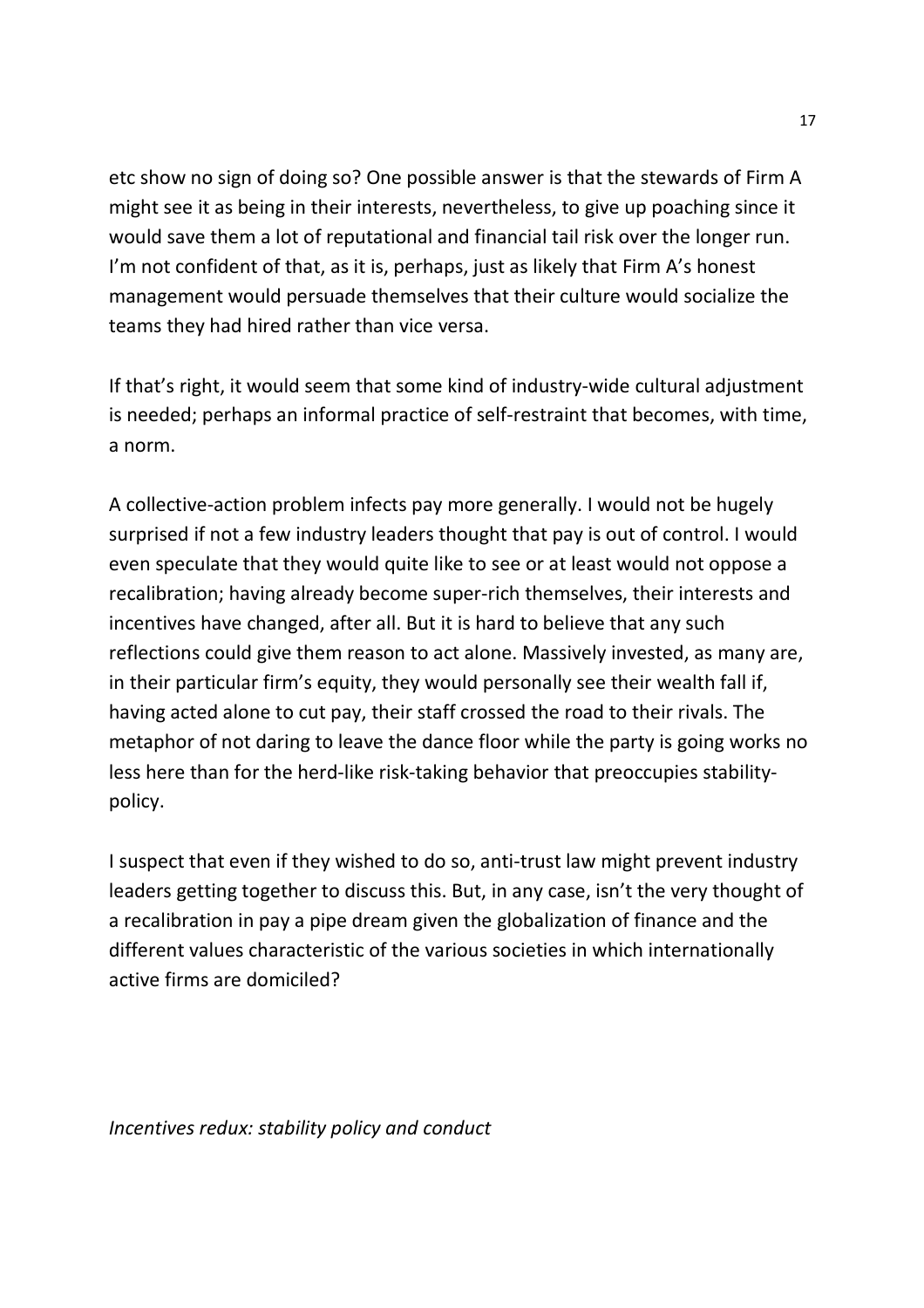etc show no sign of doing so? One possible answer is that the stewards of Firm A might see it as being in their interests, nevertheless, to give up poaching since it would save them a lot of reputational and financial tail risk over the longer run. I'm not confident of that, as it is, perhaps, just as likely that Firm A's honest management would persuade themselves that their culture would socialize the teams they had hired rather than vice versa.

If that's right, it would seem that some kind of industry-wide cultural adjustment is needed; perhaps an informal practice of self-restraint that becomes, with time, a norm.

A collective-action problem infects pay more generally. I would not be hugely surprised if not a few industry leaders thought that pay is out of control. I would even speculate that they would quite like to see or at least would not oppose a recalibration; having already become super-rich themselves, their interests and incentives have changed, after all. But it is hard to believe that any such reflections could give them reason to act alone. Massively invested, as many are, in their particular firm's equity, they would personally see their wealth fall if, having acted alone to cut pay, their staff crossed the road to their rivals. The metaphor of not daring to leave the dance floor while the party is going works no less here than for the herd-like risk-taking behavior that preoccupies stability-policy.

I suspect that even if they wished to do so, anti-trust law might prevent industry leaders getting together to discuss this. But, in any case, isn't the very thought of a recalibration in pay a pipe dream given the globalization of finance and the different values characteristic of the various societies in which internationally active firms are domiciled?

*Incentives redux: stability policy and conduct*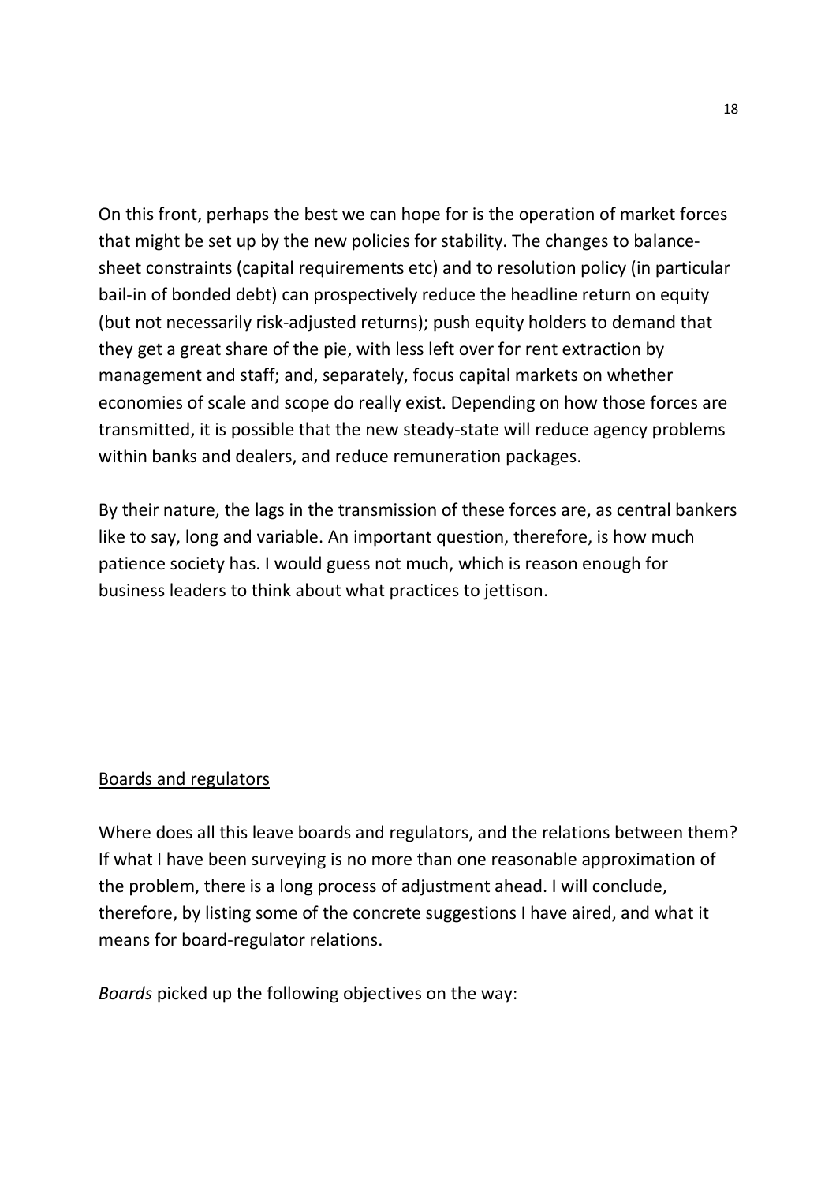On this front, perhaps the best we can hope for is the operation of market forces that might be set up by the new policies for stability. The changes to balance-sheet constraints (capital requirements etc) and to resolution policy (in particular bail-in of bonded debt) can prospectively reduce the headline return on equity (but not necessarily risk-adjusted returns); push equity holders to demand that they get a great share of the pie, with less left over for rent extraction by management and staff; and, separately, focus capital markets on whether economies of scale and scope do really exist. Depending on how those forces are transmitted, it is possible that the new steady-state will reduce agency problems within banks and dealers, and reduce remuneration packages.

By their nature, the lags in the transmission of these forces are, as central bankers like to say, long and variable. An important question, therefore, is how much patience society has. I would guess not much, which is reason enough for business leaders to think about what practices to jettison.

## Boards and regulators

Where does all this leave boards and regulators, and the relations between them? If what I have been surveying is no more than one reasonable approximation of the problem, there is a long process of adjustment ahead. I will conclude, therefore, by listing some of the concrete suggestions I have aired, and what it means for board-regulator relations.

*Boards* picked up the following objectives on the way: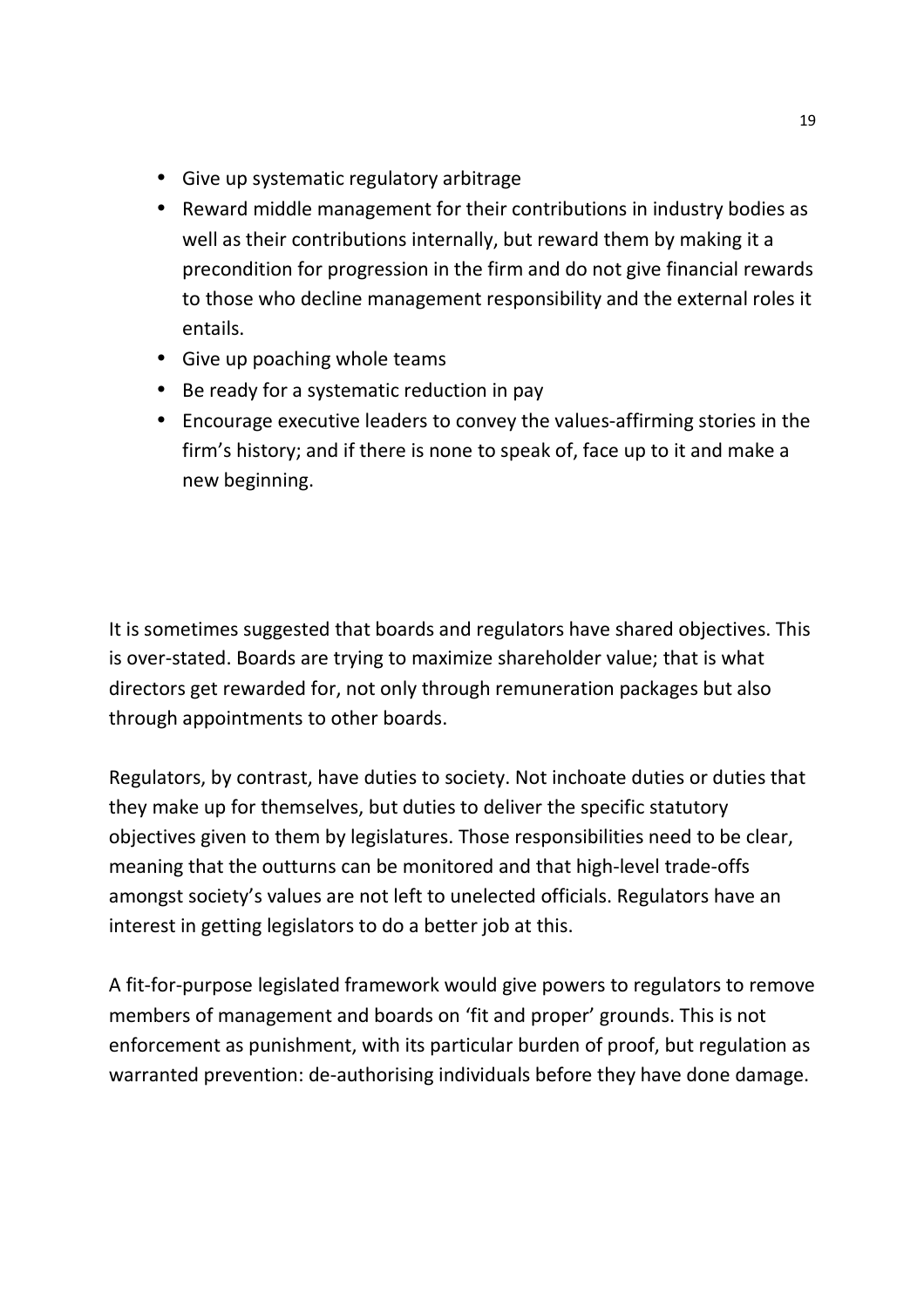- Give up systematic regulatory arbitrage
- Reward middle management for their contributions in industry bodies as well as their contributions internally, but reward them by making it a precondition for progression in the firm and do not give financial rewards to those who decline management responsibility and the external roles it entails.
- Give up poaching whole teams
- Be ready for a systematic reduction in pay
- Encourage executive leaders to convey the values-affirming stories in the firm's history; and if there is none to speak of, face up to it and make a new beginning.

It is sometimes suggested that boards and regulators have shared objectives. This is over-stated. Boards are trying to maximize shareholder value; that is what directors get rewarded for, not only through remuneration packages but also through appointments to other boards.

Regulators, by contrast, have duties to society. Not inchoate duties or duties that they make up for themselves, but duties to deliver the specific statutory objectives given to them by legislatures. Those responsibilities need to be clear, meaning that the outturns can be monitored and that high-level trade-offs amongst society's values are not left to unelected officials. Regulators have an interest in getting legislators to do a better job at this.

A fit-for-purpose legislated framework would give powers to regulators to remove members of management and boards on 'fit and proper' grounds. This is not enforcement as punishment, with its particular burden of proof, but regulation as warranted prevention: de-authorising individuals before they have done damage.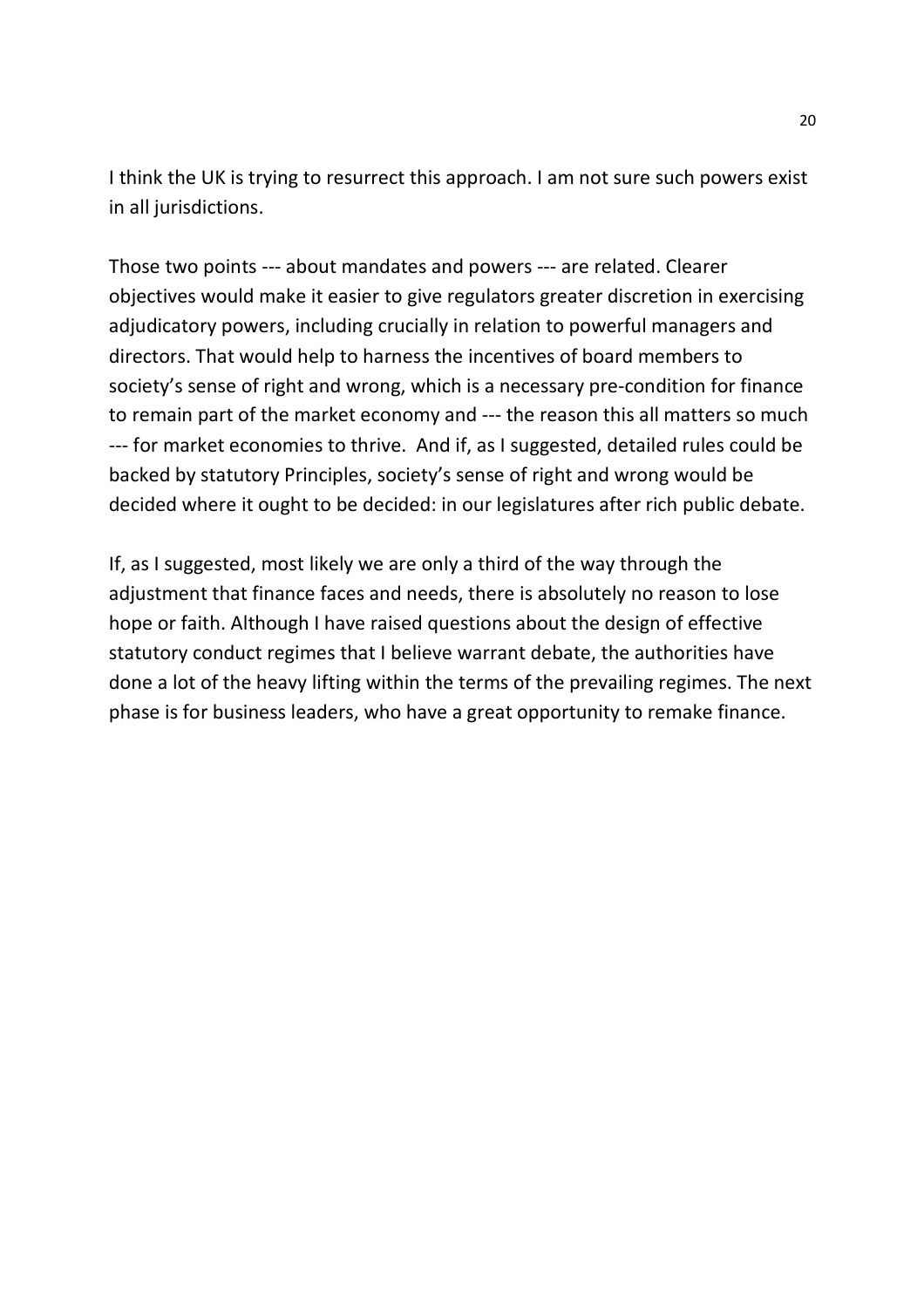I think the UK is trying to resurrect this approach. I am not sure such powers exist in all jurisdictions.

Those two points --- about mandates and powers --- are related. Clearer objectives would make it easier to give regulators greater discretion in exercising adjudicatory powers, including crucially in relation to powerful managers and directors. That would help to harness the incentives of board members to society's sense of right and wrong, which is a necessary pre-condition for finance to remain part of the market economy and --- the reason this all matters so much --- for market economies to thrive. And if, as I suggested, detailed rules could be backed by statutory Principles, society's sense of right and wrong would be decided where it ought to be decided: in our legislatures after rich public debate.

If, as I suggested, most likely we are only a third of the way through the adjustment that finance faces and needs, there is absolutely no reason to lose hope or faith. Although I have raised questions about the design of effective statutory conduct regimes that I believe warrant debate, the authorities have done a lot of the heavy lifting within the terms of the prevailing regimes. The next phase is for business leaders, who have a great opportunity to remake finance.